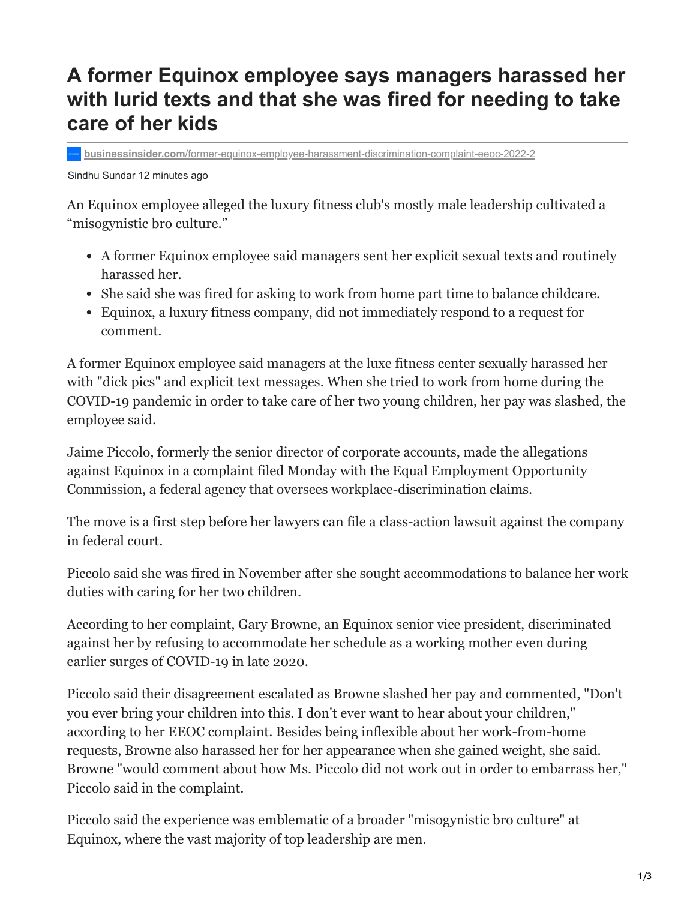# A former Equinox employee says managers harassed her with lurid texts and that she was fired for needing to take care of her kids

businessinsider.com/former-equinox-employee-harassment-discrimination-complaint-eeoc-2022-2

Sindhu Sundar 12 minutes ago

An Equinox employee alleged the luxury fitness club's mostly male leadership cultivated a "misogynistic bro culture."

- A former Equinox employee said managers sent her explicit sexual texts and routinely harassed her.
- She said she was fired for asking to work from home part time to balance childcare.
- Equinox, a luxury fitness company, did not immediately respond to a request for comment.

A former Equinox employee said managers at the luxe fitness center sexually harassed her with "dick pics" and explicit text messages. When she tried to work from home during the COVID-19 pandemic in order to take care of her two young children, her pay was slashed, the employee said.

Jaime Piccolo, formerly the senior director of corporate accounts, made the allegations against Equinox in a complaint filed Monday with the Equal Employment Opportunity Commission, a federal agency that oversees workplace-discrimination claims.

The move is a first step before her lawyers can file a class-action lawsuit against the company in federal court.

Piccolo said she was fired in November after she sought accommodations to balance her work duties with caring for her two children.

According to her complaint, Gary Browne, an Equinox senior vice president, discriminated against her by refusing to accommodate her schedule as a working mother even during earlier surges of COVID-19 in late 2020.

Piccolo said their disagreement escalated as Browne slashed her pay and commented, "Don't you ever bring your children into this. I don't ever want to hear about your children," according to her EEOC complaint. Besides being inflexible about her work-from-home requests, Browne also harassed her for her appearance when she gained weight, she said. Browne "would comment about how Ms. Piccolo did not work out in order to embarrass her," Piccolo said in the complaint.

Piccolo said the experience was emblematic of a broader "misogynistic bro culture" at Equinox, where the vast majority of top leadership are men.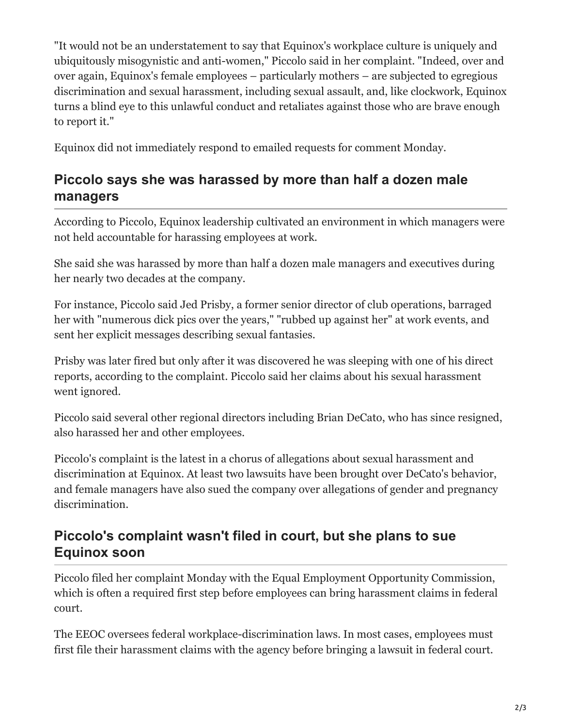"It would not be an understatement to say that Equinox's workplace culture is uniquely and ubiquitously misogynistic and anti-women," Piccolo said in her complaint. "Indeed, over and over again, Equinox's female employees – particularly mothers – are subjected to egregious discrimination and sexual harassment, including sexual assault, and, like clockwork, Equinox turns a blind eye to this unlawful conduct and retaliates against those who are brave enough to report it."

Equinox did not immediately respond to emailed requests for comment Monday.

## Piccolo says she was harassed by more than half a dozen male managers

According to Piccolo, Equinox leadership cultivated an environment in which managers were not held accountable for harassing employees at work.

She said she was harassed by more than half a dozen male managers and executives during her nearly two decades at the company.

For instance, Piccolo said Jed Prisby, a former senior director of club operations, barraged her with "numerous dick pics over the years," "rubbed up against her" at work events, and sent her explicit messages describing sexual fantasies.

Prisby was later fired but only after it was discovered he was sleeping with one of his direct reports, according to the complaint. Piccolo said her claims about his sexual harassment went ignored.

Piccolo said several other regional directors including Brian DeCato, who has since resigned, also harassed her and other employees.

Piccolo's complaint is the latest in a chorus of allegations about sexual harassment and discrimination at Equinox. At least two lawsuits have been brought over DeCato's behavior, and female managers have also sued the company over allegations of gender and pregnancy discrimination.

## Piccolo's complaint wasn't filed in court, but she plans to sue Equinox soon

Piccolo filed her complaint Monday with the Equal Employment Opportunity Commission, which is often a required first step before employees can bring harassment claims in federal court.

The EEOC oversees federal workplace-discrimination laws. In most cases, employees must first file their harassment claims with the agency before bringing a lawsuit in federal court.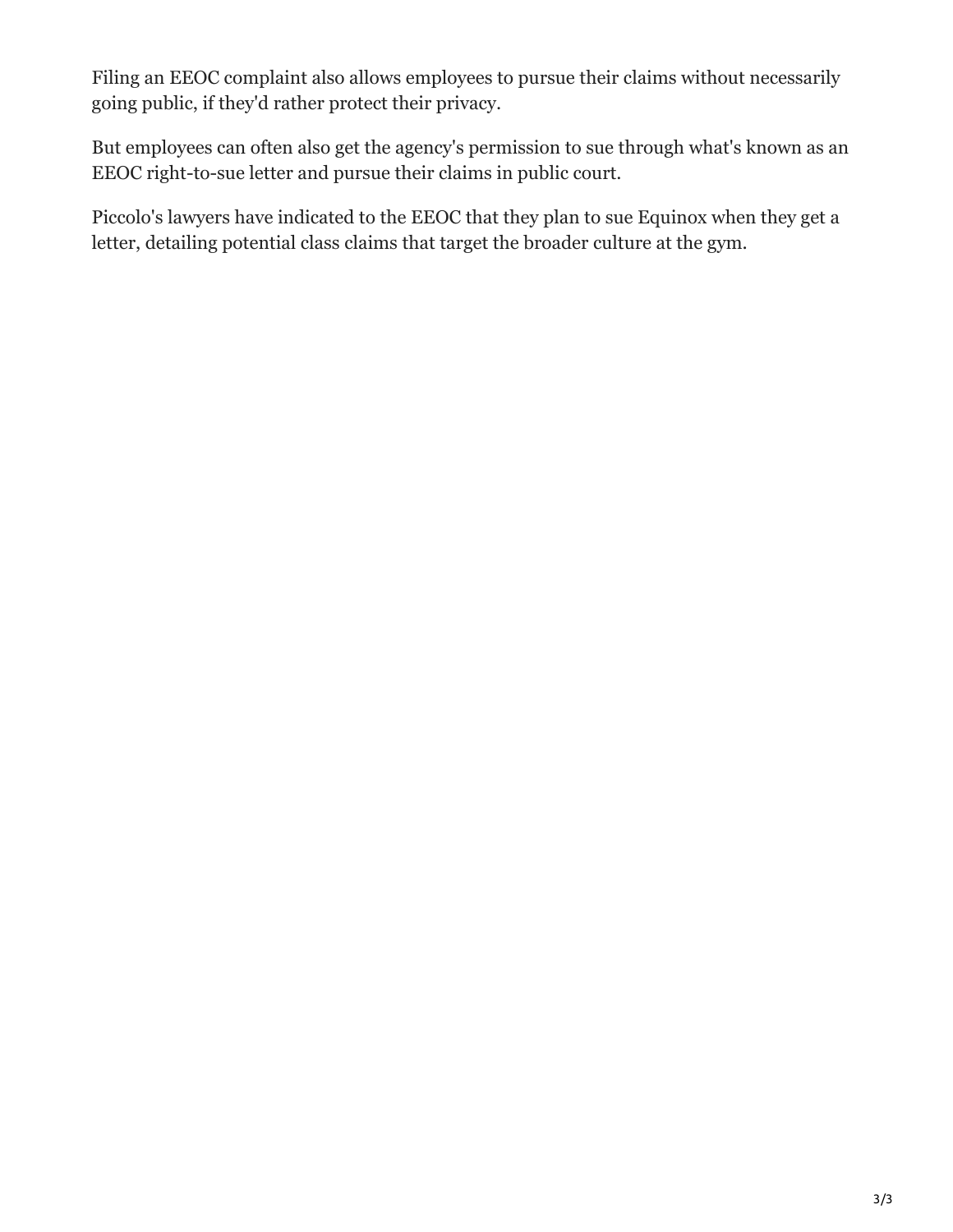Filing an EEOC complaint also allows employees to pursue their claims without necessarily going public, if they'd rather protect their privacy.

But employees can often also get the agency's permission to sue through what's known as an EEOC right-to-sue letter and pursue their claims in public court.

Piccolo's lawyers have indicated to the EEOC that they plan to sue Equinox when they get a letter, detailing potential class claims that target the broader culture at the gym.